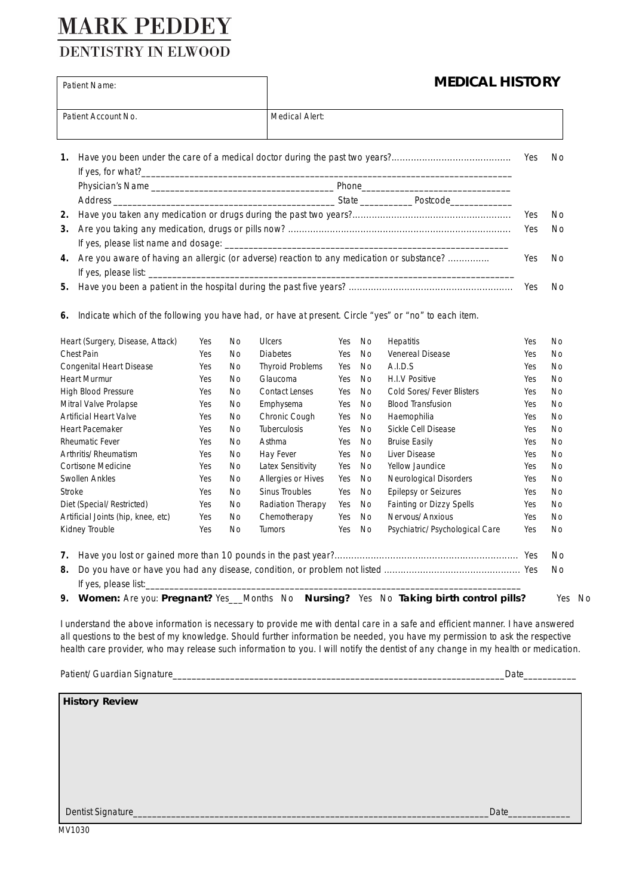# MARK PEDDEY

## DENTISTRY IN ELWOOD

## MEDICAL HISTORY

| | |
|---|---|
| Patient Name: | |
| Patient Account No. | Medical Alert: |

1. Have you been under the care of a medical doctor during the past two years?........................................... Yes No
   If yes, for what?_______________________________________________________________________________
   Physician's Name _____________________________________ Phone_______________________________
   Address _____________________________________________ State __________ Postcode____________
2. Have you taken any medication or drugs during the past two years?......................................................... Yes No
3. Are you taking any medication, drugs or pills now? ................................................................................ Yes No
   If yes, please list name and dosage: _________________________________________________________
4. Are you aware of having an allergic (or adverse) reaction to any medication or substance? .............. Yes No
   If yes, please list: ________________________________________________________________________
5. Have you been a patient in the hospital during the past five years? .......................................................... Yes No

6. Indicate which of the following you have had, or have at present. Circle "yes" or "no" to each item.

| | | | | | | | | |
|---|---|---|---|---|---|---|---|---|
| Heart (Surgery, Disease, Attack) | Yes | No | Ulcers | Yes | No | Hepatitis | Yes | No |
| Chest Pain | Yes | No | Diabetes | Yes | No | Venereal Disease | Yes | No |
| Congenital Heart Disease | Yes | No | Thyroid Problems | Yes | No | A.I.D.S | Yes | No |
| Heart Murmur | Yes | No | Glaucoma | Yes | No | H.I.V Positive | Yes | No |
| High Blood Pressure | Yes | No | Contact Lenses | Yes | No | Cold Sores/ Fever Blisters | Yes | No |
| Mitral Valve Prolapse | Yes | No | Emphysema | Yes | No | Blood Transfusion | Yes | No |
| Artificial Heart Valve | Yes | No | Chronic Cough | Yes | No | Haemophilia | Yes | No |
| Heart Pacemaker | Yes | No | Tuberculosis | Yes | No | Sickle Cell Disease | Yes | No |
| Rheumatic Fever | Yes | No | Asthma | Yes | No | Bruise Easily | Yes | No |
| Arthritis/ Rheumatism | Yes | No | Hay Fever | Yes | No | Liver Disease | Yes | No |
| Cortisone Medicine | Yes | No | Latex Sensitivity | Yes | No | Yellow Jaundice | Yes | No |
| Swollen Ankles | Yes | No | Allergies or Hives | Yes | No | Neurological Disorders | Yes | No |
| Stroke | Yes | No | Sinus Troubles | Yes | No | Epilepsy or Seizures | Yes | No |
| Diet (Special/ Restricted) | Yes | No | Radiation Therapy | Yes | No | Fainting or Dizzy Spells | Yes | No |
| Artificial Joints (hip, knee, etc) | Yes | No | Chemotherapy | Yes | No | Nervous/ Anxious | Yes | No |
| Kidney Trouble | Yes | No | Tumors | Yes | No | Psychiatric/ Psychological Care | Yes | No |

7. Have you lost or gained more than 10 pounds in the past year?.................................................................. Yes No
8. Do you have or have you had any disease, condition, or problem not listed ................................................ Yes No
   If yes, please list:_________________________________________________________________________
9. **Women:** Are you: **Pregnant?** Yes___Months No **Nursing?** Yes No **Taking birth control pills?** Yes No

I understand the above information is necessary to provide me with dental care in a safe and efficient manner. I have answered all questions to the best of my knowledge. Should further information be needed, you have my permission to ask the respective health care provider, who may release such information to you. I will notify the dentist of any change in my health or medication.

Patient/ Guardian Signature______________________________________________________________Date__________

**History Review**

Dentist Signature_______________________________________________________________________Date____________

MV1030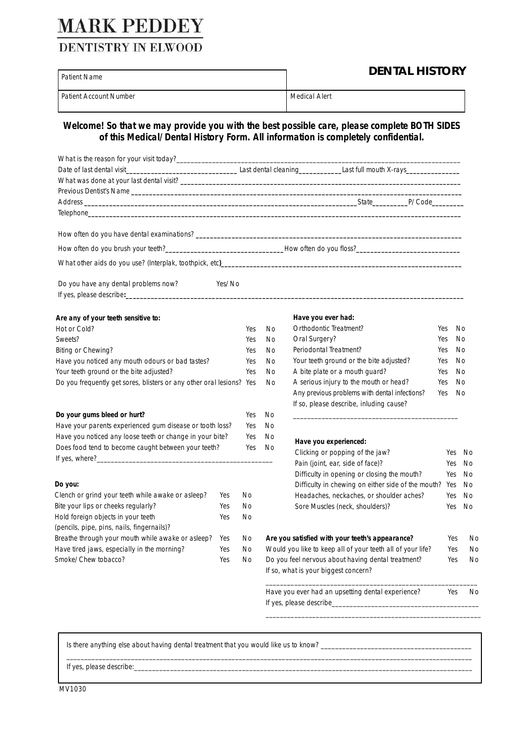# MARK PEDDEY

## DENTISTRY IN ELWOOD

## DENTAL HISTORY

| | |
|---|---|
| Patient Name | |
| Patient Account Number | Medical Alert |

**Welcome! So that we may provide you with the best possible care, please complete BOTH SIDES of this Medical/Dental History Form. All information is completely confidential.**

What is the reason for your visit today?______________________________________________________________________________

Date of last dental visit______________________________ Last dental cleaning___________Last full mouth X-rays______________

What was done at your last dental visit? _______________________________________________________________________

Previous Dentist's Name ________________________________________________________________________________________

Address ____________________________________________________________________________State_________P/Code________

Telephone_________________________________________________________________________________________________

How often do you have dental examinations? _____________________________________________________________________

How often do you brush your teeth?_________________________________How often do you floss?____________________________

What other aids do you use? (Interplak, toothpick, etc)_____________________________________________________________________

Do you have any dental problems now? Yes/No

If yes, please describe:_________________________________________________________________________________________

**Are any of your teeth sensitive to:**

| | | |
|---|---|---|
| Hot or Cold? | Yes | No |
| Sweets? | Yes | No |
| Biting or Chewing? | Yes | No |
| Have you noticed any mouth odours or bad tastes? | Yes | No |
| Your teeth ground or the bite adjusted? | Yes | No |
| Do you frequently get sores, blisters or any other oral lesions? | Yes | No |

| | | |
|---|---|---|
| **Do your gums bleed or hurt?** | Yes | No |
| Have your parents experienced gum disease or tooth loss? | Yes | No |
| Have you noticed any loose teeth or change in your bite? | Yes | No |
| Does food tend to become caught between your teeth? | Yes | No |

If yes, where?_________________________________________________

**Do you:**

| | | |
|---|---|---|
| Clench or grind your teeth while awake or asleep? | Yes | No |
| Bite your lips or cheeks regularly? | Yes | No |
| Hold foreign objects in your teeth (pencils, pipe, pins, nails, fingernails)? | Yes | No |
| Breathe through your mouth while awake or asleep? | Yes | No |
| Have tired jaws, especially in the morning? | Yes | No |
| Smoke/Chew tobacco? | Yes | No |

**Have you ever had:**

| | | |
|---|---|---|
| Orthodontic Treatment? | Yes | No |
| Oral Surgery? | Yes | No |
| Periodontal Treatment? | Yes | No |
| Your teeth ground or the bite adjusted? | Yes | No |
| A bite plate or a mouth guard? | Yes | No |
| A serious injury to the mouth or head? | Yes | No |
| Any previous problems with dental infections? | Yes | No |

If so, please describe, inluding cause?

_____________________________________________

**Have you experienced:**

| | | |
|---|---|---|
| Clicking or popping of the jaw? | Yes | No |
| Pain (joint, ear, side of face)? | Yes | No |
| Difficulty in opening or closing the mouth? | Yes | No |
| Difficulty in chewing on either side of the mouth? | Yes | No |
| Headaches, neckaches, or shoulder aches? | Yes | No |
| Sore Muscles (neck, shoulders)? | Yes | No |

| | | |
|---|---|---|
| **Are you satisfied with your teeth's appearance?** | Yes | No |
| Would you like to keep all of your teeth all of your life? | Yes | No |
| Do you feel nervous about having dental treatment? | Yes | No |

If so, what is your biggest concern?

____________________________________________________________

Have you ever had an upsetting dental experience? Yes No

If yes, please describe_________________________________________

____________________________________________________________

Is there anything else about having dental treatment that you would like us to know? __________________________________________

_____________________________________________________________________________________________________________

If yes, please describe:_______________________________________________________________________________________________

MV1030